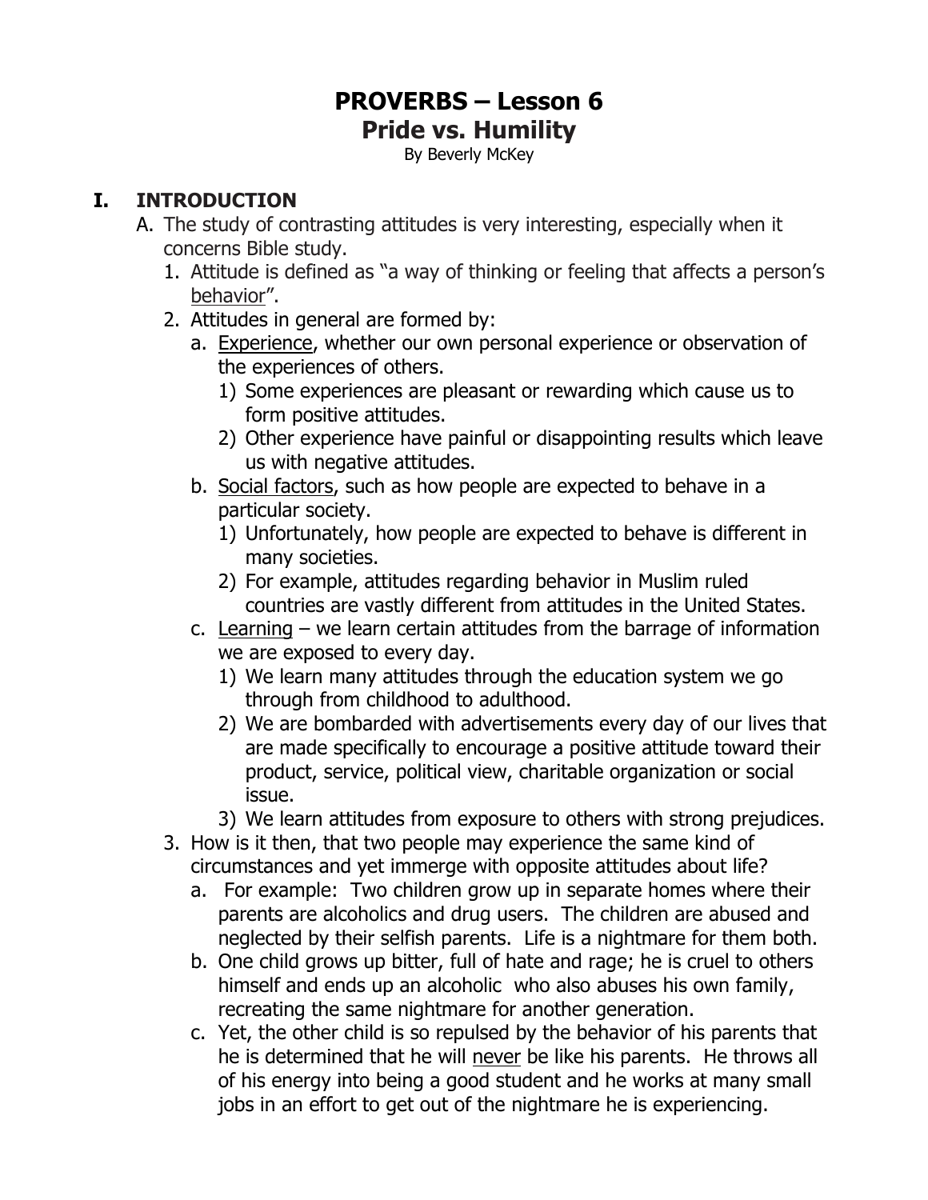# PROVERBS – Lesson 6

## Pride vs. Humility

By Beverly McKey

## I. INTRODUCTION

A. The study of contrasting attitudes is very interesting, especially when it concerns Bible study.

1. Attitude is defined as "a way of thinking or feeling that affects a person's <u>behavior</u>".
2. Attitudes in general are formed by:
   a. <u>Experience</u>, whether our own personal experience or observation of the experiences of others.
      1) Some experiences are pleasant or rewarding which cause us to form positive attitudes.
      2) Other experience have painful or disappointing results which leave us with negative attitudes.
   b. <u>Social factors</u>, such as how people are expected to behave in a particular society.
      1) Unfortunately, how people are expected to behave is different in many societies.
      2) For example, attitudes regarding behavior in Muslim ruled countries are vastly different from attitudes in the United States.
   c. <u>Learning</u> – we learn certain attitudes from the barrage of information we are exposed to every day.
      1) We learn many attitudes through the education system we go through from childhood to adulthood.
      2) We are bombarded with advertisements every day of our lives that are made specifically to encourage a positive attitude toward their product, service, political view, charitable organization or social issue.
      3) We learn attitudes from exposure to others with strong prejudices.
3. How is it then, that two people may experience the same kind of circumstances and yet immerge with opposite attitudes about life?
   a. For example: Two children grow up in separate homes where their parents are alcoholics and drug users. The children are abused and neglected by their selfish parents. Life is a nightmare for them both.
   b. One child grows up bitter, full of hate and rage; he is cruel to others himself and ends up an alcoholic who also abuses his own family, recreating the same nightmare for another generation.
   c. Yet, the other child is so repulsed by the behavior of his parents that he is determined that he will <u>never</u> be like his parents. He throws all of his energy into being a good student and he works at many small jobs in an effort to get out of the nightmare he is experiencing.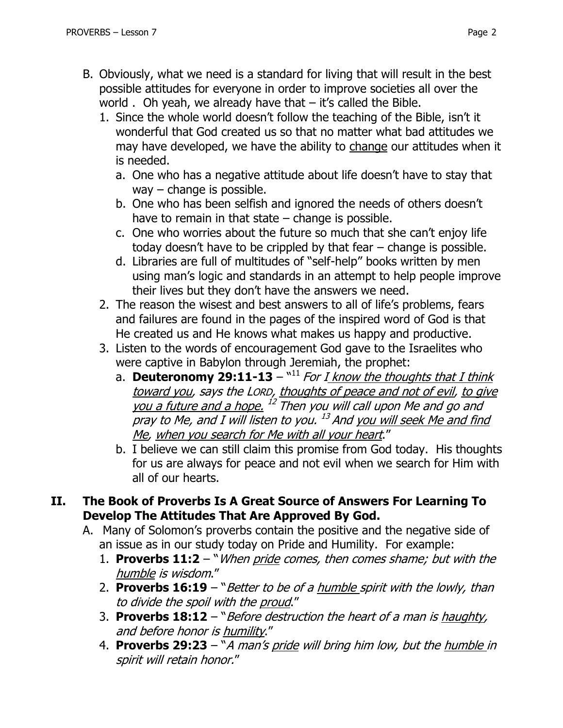B. Obviously, what we need is a standard for living that will result in the best possible attitudes for everyone in order to improve societies all over the world . Oh yeah, we already have that – it's called the Bible.

1. Since the whole world doesn't follow the teaching of the Bible, isn't it wonderful that God created us so that no matter what bad attitudes we may have developed, we have the ability to change our attitudes when it is needed.
   a. One who has a negative attitude about life doesn't have to stay that way – change is possible.
   b. One who has been selfish and ignored the needs of others doesn't have to remain in that state – change is possible.
   c. One who worries about the future so much that she can't enjoy life today doesn't have to be crippled by that fear – change is possible.
   d. Libraries are full of multitudes of "self-help" books written by men using man's logic and standards in an attempt to help people improve their lives but they don't have the answers we need.
2. The reason the wisest and best answers to all of life's problems, fears and failures are found in the pages of the inspired word of God is that He created us and He knows what makes us happy and productive.
3. Listen to the words of encouragement God gave to the Israelites who were captive in Babylon through Jeremiah, the prophet:
   a. **Deuteronomy 29:11-13** – "[11] *For I know the thoughts that I think toward you, says the LORD, thoughts of peace and not of evil, to give you a future and a hope.* [12] *Then you will call upon Me and go and pray to Me, and I will listen to you.* [13] *And you will seek Me and find Me, when you search for Me with all your heart.*"
   b. I believe we can still claim this promise from God today. His thoughts for us are always for peace and not evil when we search for Him with all of our hearts.

## II. The Book of Proverbs Is A Great Source of Answers For Learning To Develop The Attitudes That Are Approved By God.

A. Many of Solomon's proverbs contain the positive and the negative side of an issue as in our study today on Pride and Humility. For example:

1. **Proverbs 11:2** – "*When pride comes, then comes shame; but with the humble is wisdom.*"
2. **Proverbs 16:19** – "*Better to be of a humble spirit with the lowly, than to divide the spoil with the proud.*"
3. **Proverbs 18:12** – "*Before destruction the heart of a man is haughty, and before honor is humility.*"
4. **Proverbs 29:23** – "*A man's pride will bring him low, but the humble in spirit will retain honor.*"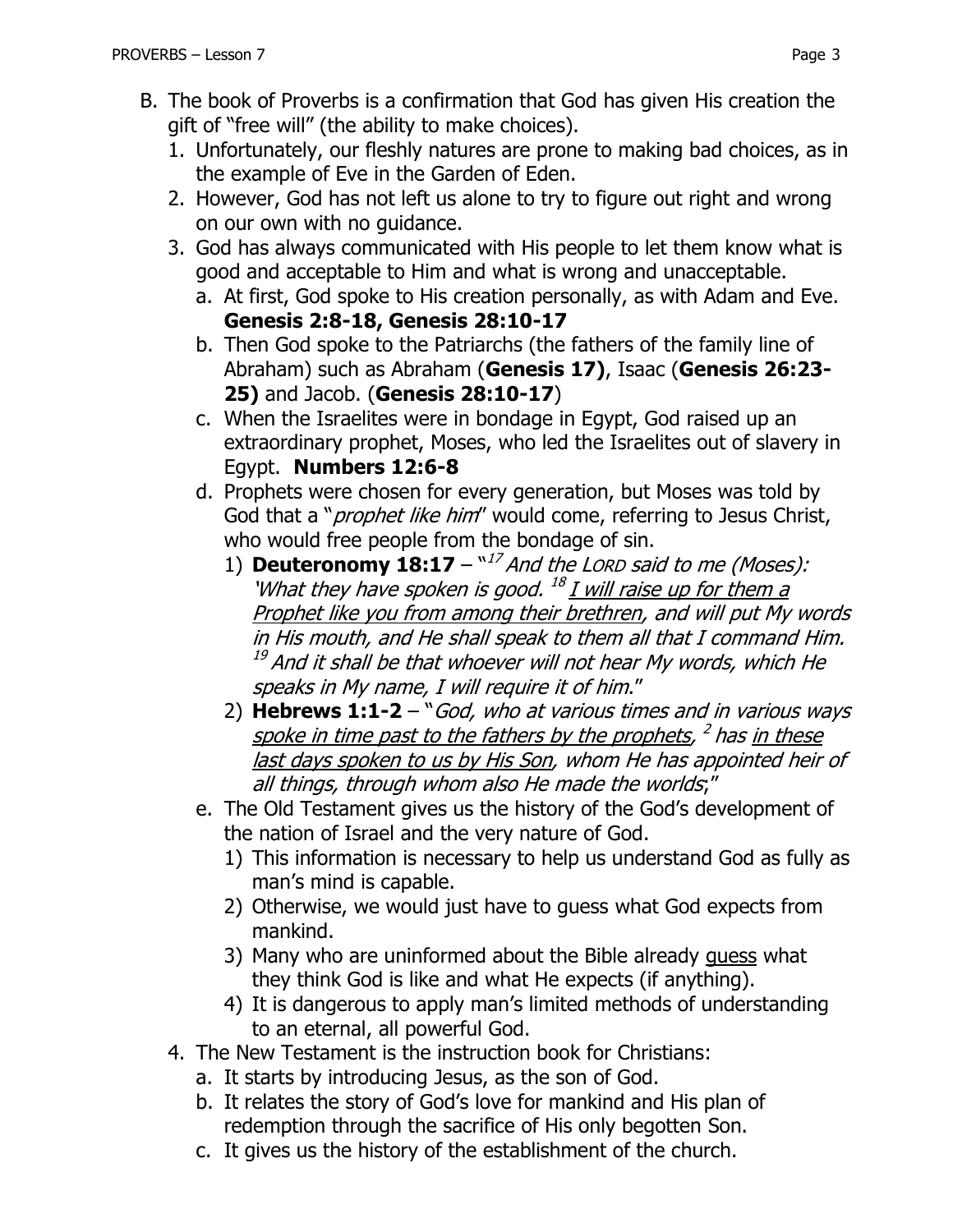B. The book of Proverbs is a confirmation that God has given His creation the gift of "free will" (the ability to make choices).

1. Unfortunately, our fleshly natures are prone to making bad choices, as in the example of Eve in the Garden of Eden.
2. However, God has not left us alone to try to figure out right and wrong on our own with no guidance.
3. God has always communicated with His people to let them know what is good and acceptable to Him and what is wrong and unacceptable.
   a. At first, God spoke to His creation personally, as with Adam and Eve. **Genesis 2:8-18, Genesis 28:10-17**
   b. Then God spoke to the Patriarchs (the fathers of the family line of Abraham) such as Abraham (**Genesis 17)**, Isaac (**Genesis 26:23-25)** and Jacob. (**Genesis 28:10-17**)
   c. When the Israelites were in bondage in Egypt, God raised up an extraordinary prophet, Moses, who led the Israelites out of slavery in Egypt. **Numbers 12:6-8**
   d. Prophets were chosen for every generation, but Moses was told by God that a "*prophet like him*" would come, referring to Jesus Christ, who would free people from the bondage of sin.
      1) **Deuteronomy 18:17** – "[17] *And the LORD said to me (Moses): 'What they have spoken is good.* [18] *<u>I will raise up for them a Prophet like you from among their brethren</u>, and will put My words in His mouth, and He shall speak to them all that I command Him.* [19] *And it shall be that whoever will not hear My words, which He speaks in My name, I will require it of him*."
      2) **Hebrews 1:1-2** – "*God, who at various times and in various ways <u>spoke in time past to the fathers by the prophets</u>,* [2] *has <u>in these last days spoken to us by His Son</u>, whom He has appointed heir of all things, through whom also He made the worlds*;"
   e. The Old Testament gives us the history of the God's development of the nation of Israel and the very nature of God.
      1) This information is necessary to help us understand God as fully as man's mind is capable.
      2) Otherwise, we would just have to guess what God expects from mankind.
      3) Many who are uninformed about the Bible already <u>guess</u> what they think God is like and what He expects (if anything).
      4) It is dangerous to apply man's limited methods of understanding to an eternal, all powerful God.
4. The New Testament is the instruction book for Christians:
   a. It starts by introducing Jesus, as the son of God.
   b. It relates the story of God's love for mankind and His plan of redemption through the sacrifice of His only begotten Son.
   c. It gives us the history of the establishment of the church.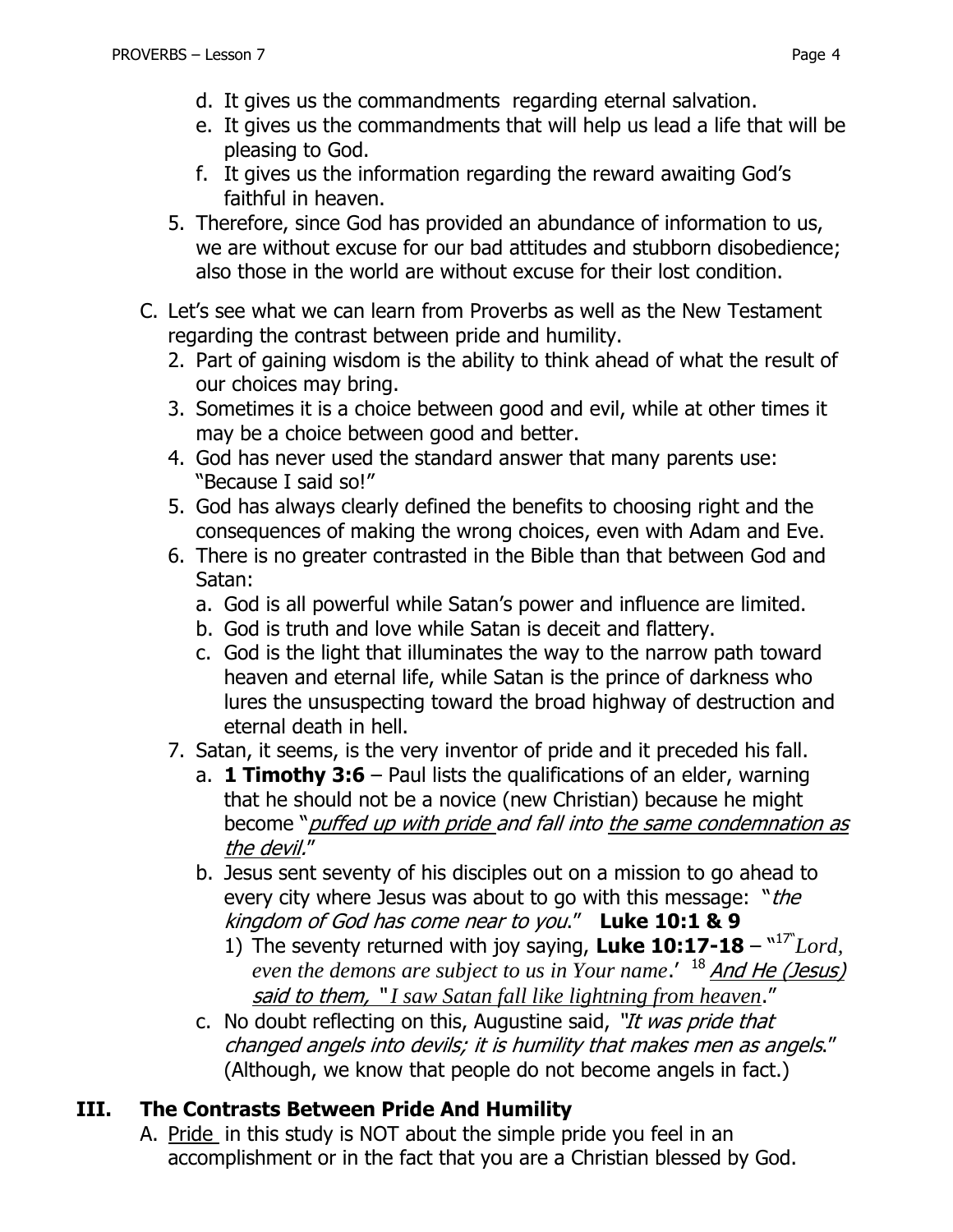d. It gives us the commandments regarding eternal salvation.
e. It gives us the commandments that will help us lead a life that will be pleasing to God.
f. It gives us the information regarding the reward awaiting God's faithful in heaven.

5. Therefore, since God has provided an abundance of information to us, we are without excuse for our bad attitudes and stubborn disobedience; also those in the world are without excuse for their lost condition.

C. Let's see what we can learn from Proverbs as well as the New Testament regarding the contrast between pride and humility.

2. Part of gaining wisdom is the ability to think ahead of what the result of our choices may bring.
3. Sometimes it is a choice between good and evil, while at other times it may be a choice between good and better.
4. God has never used the standard answer that many parents use: "Because I said so!"
5. God has always clearly defined the benefits to choosing right and the consequences of making the wrong choices, even with Adam and Eve.
6. There is no greater contrasted in the Bible than that between God and Satan:
   a. God is all powerful while Satan's power and influence are limited.
   b. God is truth and love while Satan is deceit and flattery.
   c. God is the light that illuminates the way to the narrow path toward heaven and eternal life, while Satan is the prince of darkness who lures the unsuspecting toward the broad highway of destruction and eternal death in hell.
7. Satan, it seems, is the very inventor of pride and it preceded his fall.
   a. **1 Timothy 3:6** – Paul lists the qualifications of an elder, warning that he should not be a novice (new Christian) because he might become "*puffed up with pride and fall into the same condemnation as the devil.*"
   b. Jesus sent seventy of his disciples out on a mission to go ahead to every city where Jesus was about to go with this message: "*the kingdom of God has come near to you*." **Luke 10:1 & 9**
      1) The seventy returned with joy saying, **Luke 10:17-18** – "[17]'*Lord, even the demons are subject to us in Your name*.' [18] *And He (Jesus) said to them, "I saw Satan fall like lightning from heaven*."
   c. No doubt reflecting on this, Augustine said, "*It was pride that changed angels into devils; it is humility that makes men as angels.*" (Although, we know that people do not become angels in fact.)

## III. The Contrasts Between Pride And Humility

A. Pride in this study is NOT about the simple pride you feel in an accomplishment or in the fact that you are a Christian blessed by God.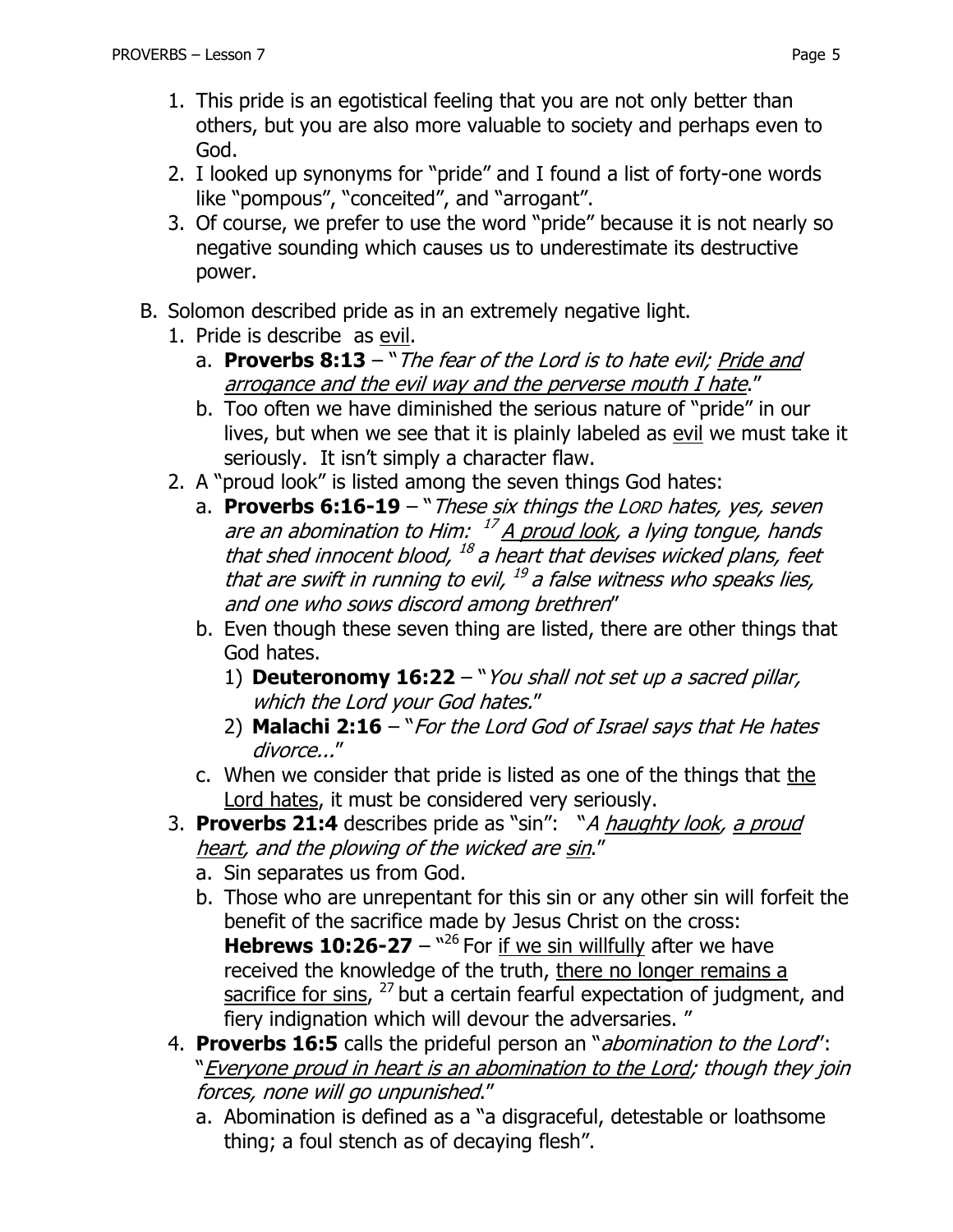1. This pride is an egotistical feeling that you are not only better than others, but you are also more valuable to society and perhaps even to God.
2. I looked up synonyms for "pride" and I found a list of forty-one words like "pompous", "conceited", and "arrogant".
3. Of course, we prefer to use the word "pride" because it is not nearly so negative sounding which causes us to underestimate its destructive power.

B. Solomon described pride as in an extremely negative light.

1. Pride is describe as <u>evil</u>.
   a. **Proverbs 8:13** – "*The fear of the Lord is to hate evil; <u>Pride and arrogance and the evil way and the perverse mouth I hate</u>.*"
   b. Too often we have diminished the serious nature of "pride" in our lives, but when we see that it is plainly labeled as <u>evil</u> we must take it seriously. It isn't simply a character flaw.
2. A "proud look" is listed among the seven things God hates:
   a. **Proverbs 6:16-19** – "*These six things the LORD hates, yes, seven are an abomination to Him: [17] <u>A proud look</u>, a lying tongue, hands that shed innocent blood, [18] a heart that devises wicked plans, feet that are swift in running to evil, [19] a false witness who speaks lies, and one who sows discord among brethren*"
   b. Even though these seven thing are listed, there are other things that God hates.
      1) **Deuteronomy 16:22** – "*You shall not set up a sacred pillar, which the Lord your God hates.*"
      2) **Malachi 2:16** – "*For the Lord God of Israel says that He hates divorce...*"
   c. When we consider that pride is listed as one of the things that <u>the Lord hates</u>, it must be considered very seriously.
3. **Proverbs 21:4** describes pride as "sin": "*A <u>haughty look</u>, <u>a proud heart</u>, and the plowing of the wicked are <u>sin</u>.*"
   a. Sin separates us from God.
   b. Those who are unrepentant for this sin or any other sin will forfeit the benefit of the sacrifice made by Jesus Christ on the cross: **Hebrews 10:26-27** – "[26] For <u>if we sin willfully</u> after we have received the knowledge of the truth, <u>there no longer remains a sacrifice for sins</u>, [27] but a certain fearful expectation of judgment, and fiery indignation which will devour the adversaries. "
4. **Proverbs 16:5** calls the prideful person an "*abomination to the Lord*": "*<u>Everyone proud in heart is an abomination to the Lord</u>; though they join forces, none will go unpunished.*"
   a. Abomination is defined as a "a disgraceful, detestable or loathsome thing; a foul stench as of decaying flesh".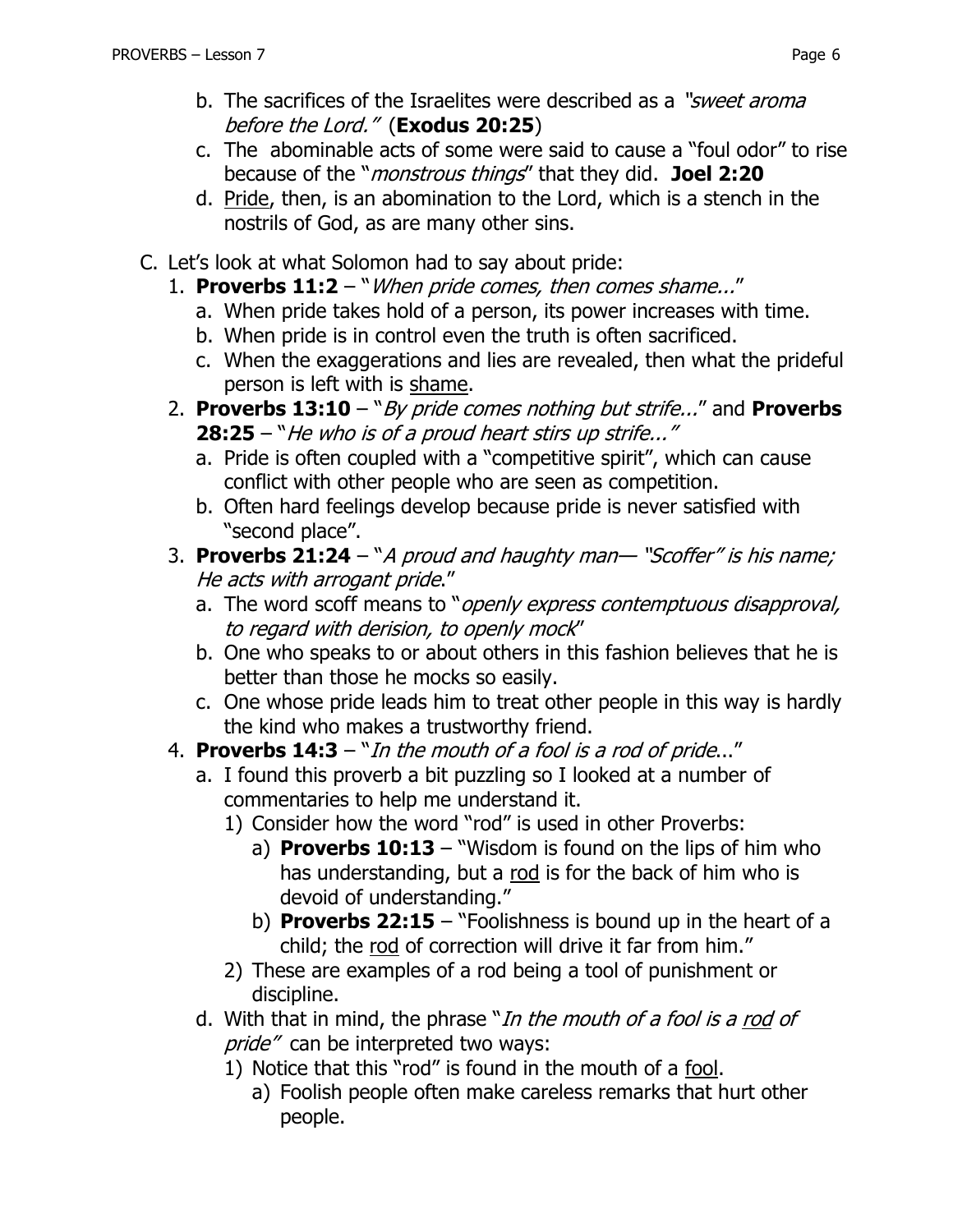b. The sacrifices of the Israelites were described as a *"sweet aroma before the Lord."* (**Exodus 20:25**)

c. The abominable acts of some were said to cause a "foul odor" to rise because of the "*monstrous things*" that they did. **Joel 2:20**

d. Pride, then, is an abomination to the Lord, which is a stench in the nostrils of God, as are many other sins.

C. Let's look at what Solomon had to say about pride:

1. **Proverbs 11:2** – "*When pride comes, then comes shame...*"
   a. When pride takes hold of a person, its power increases with time.
   b. When pride is in control even the truth is often sacrificed.
   c. When the exaggerations and lies are revealed, then what the prideful person is left with is shame.

2. **Proverbs 13:10** – "*By pride comes nothing but strife...*" and **Proverbs 28:25** – "*He who is of a proud heart stirs up strife..."*
   a. Pride is often coupled with a "competitive spirit", which can cause conflict with other people who are seen as competition.
   b. Often hard feelings develop because pride is never satisfied with "second place".

3. **Proverbs 21:24** – "*A proud and haughty man— "Scoffer" is his name; He acts with arrogant pride.*"
   a. The word scoff means to "*openly express contemptuous disapproval, to regard with derision, to openly mock*"
   b. One who speaks to or about others in this fashion believes that he is better than those he mocks so easily.
   c. One whose pride leads him to treat other people in this way is hardly the kind who makes a trustworthy friend.

4. **Proverbs 14:3** – "*In the mouth of a fool is a rod of pride...*"
   a. I found this proverb a bit puzzling so I looked at a number of commentaries to help me understand it.
      1) Consider how the word "rod" is used in other Proverbs:
         a) **Proverbs 10:13** – "Wisdom is found on the lips of him who has understanding, but a rod is for the back of him who is devoid of understanding."
         b) **Proverbs 22:15** – "Foolishness is bound up in the heart of a child; the rod of correction will drive it far from him."
      2) These are examples of a rod being a tool of punishment or discipline.

   d. With that in mind, the phrase "*In the mouth of a fool is a rod of pride"* can be interpreted two ways:
      1) Notice that this "rod" is found in the mouth of a fool.
         a) Foolish people often make careless remarks that hurt other people.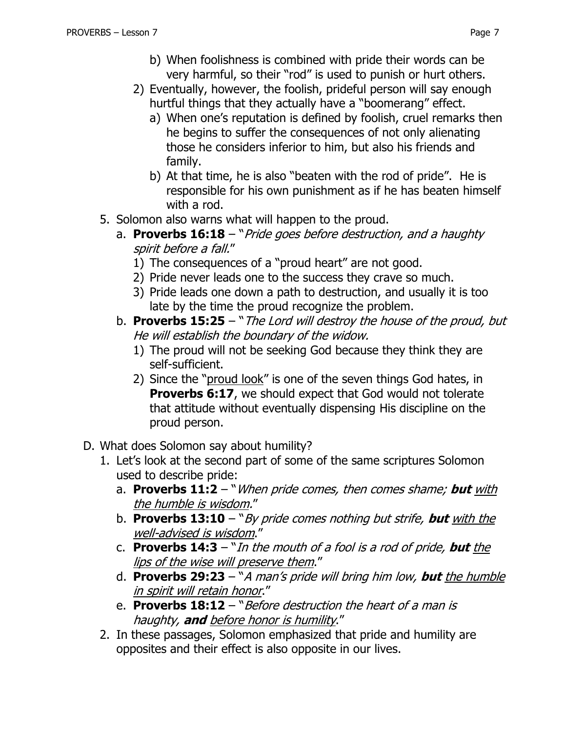b) When foolishness is combined with pride their words can be very harmful, so their "rod" is used to punish or hurt others.

2) Eventually, however, the foolish, prideful person will say enough hurtful things that they actually have a "boomerang" effect.

   a) When one's reputation is defined by foolish, cruel remarks then he begins to suffer the consequences of not only alienating those he considers inferior to him, but also his friends and family.

   b) At that time, he is also "beaten with the rod of pride". He is responsible for his own punishment as if he has beaten himself with a rod.

5. Solomon also warns what will happen to the proud.

   a. **Proverbs 16:18** – "*Pride goes before destruction, and a haughty spirit before a fall.*"

      1) The consequences of a "proud heart" are not good.
      2) Pride never leads one to the success they crave so much.
      3) Pride leads one down a path to destruction, and usually it is too late by the time the proud recognize the problem.

   b. **Proverbs 15:25** – "*The Lord will destroy the house of the proud, but He will establish the boundary of the widow.*

      1) The proud will not be seeking God because they think they are self-sufficient.
      2) Since the "<u>proud look</u>" is one of the seven things God hates, in **Proverbs 6:17**, we should expect that God would not tolerate that attitude without eventually dispensing His discipline on the proud person.

D. What does Solomon say about humility?

1. Let's look at the second part of some of the same scriptures Solomon used to describe pride:

   a. **Proverbs 11:2** – "*When pride comes, then comes shame;* ***but*** *<u>with the humble is wisdom</u>.*"
   b. **Proverbs 13:10** – "*By pride comes nothing but strife,* ***but*** *<u>with the well-advised is wisdom</u>.*"
   c. **Proverbs 14:3** – "*In the mouth of a fool is a rod of pride,* ***but*** *<u>the lips of the wise will preserve them</u>.*"
   d. **Proverbs 29:23** – "*A man's pride will bring him low,* ***but*** *<u>the humble in spirit will retain honor</u>.*"
   e. **Proverbs 18:12** – "*Before destruction the heart of a man is haughty,* ***and*** *<u>before honor is humility</u>.*"

2. In these passages, Solomon emphasized that pride and humility are opposites and their effect is also opposite in our lives.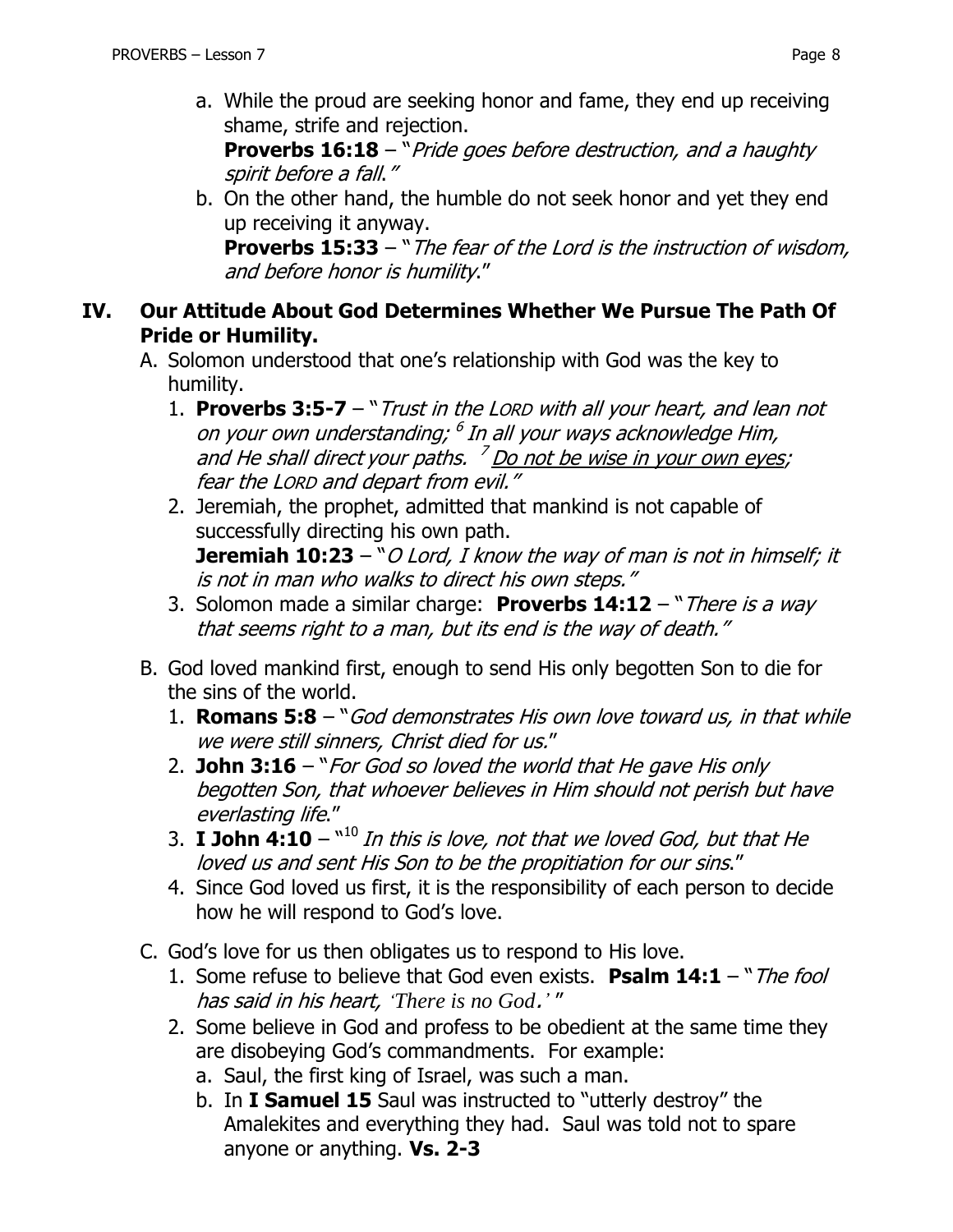a. While the proud are seeking honor and fame, they end up receiving shame, strife and rejection.
   **Proverbs 16:18** – "*Pride goes before destruction, and a haughty spirit before a fall.*"

b. On the other hand, the humble do not seek honor and yet they end up receiving it anyway.
   **Proverbs 15:33** – "*The fear of the Lord is the instruction of wisdom, and before honor is humility.*"

## IV. Our Attitude About God Determines Whether We Pursue The Path Of Pride or Humility.

A. Solomon understood that one's relationship with God was the key to humility.

1. **Proverbs 3:5-7** – "*Trust in the LORD with all your heart, and lean not on your own understanding; [6] In all your ways acknowledge Him, and He shall direct your paths. [7] <u>Do not be wise in your own eyes</u>; fear the LORD and depart from evil.*"
2. Jeremiah, the prophet, admitted that mankind is not capable of successfully directing his own path.
   **Jeremiah 10:23** – "*O Lord, I know the way of man is not in himself; it is not in man who walks to direct his own steps.*"
3. Solomon made a similar charge: **Proverbs 14:12** – "*There is a way that seems right to a man, but its end is the way of death.*"

B. God loved mankind first, enough to send His only begotten Son to die for the sins of the world.

1. **Romans 5:8** – "*God demonstrates His own love toward us, in that while we were still sinners, Christ died for us.*"
2. **John 3:16** – "*For God so loved the world that He gave His only begotten Son, that whoever believes in Him should not perish but have everlasting life.*"
3. **I John 4:10** – "[10] *In this is love, not that we loved God, but that He loved us and sent His Son to be the propitiation for our sins.*"
4. Since God loved us first, it is the responsibility of each person to decide how he will respond to God's love.

C. God's love for us then obligates us to respond to His love.

1. Some refuse to believe that God even exists. **Psalm 14:1** – "*The fool has said in his heart, 'There is no God.'*"
2. Some believe in God and profess to be obedient at the same time they are disobeying God's commandments. For example:
   a. Saul, the first king of Israel, was such a man.
   b. In **I Samuel 15** Saul was instructed to "utterly destroy" the Amalekites and everything they had. Saul was told not to spare anyone or anything. **Vs. 2-3**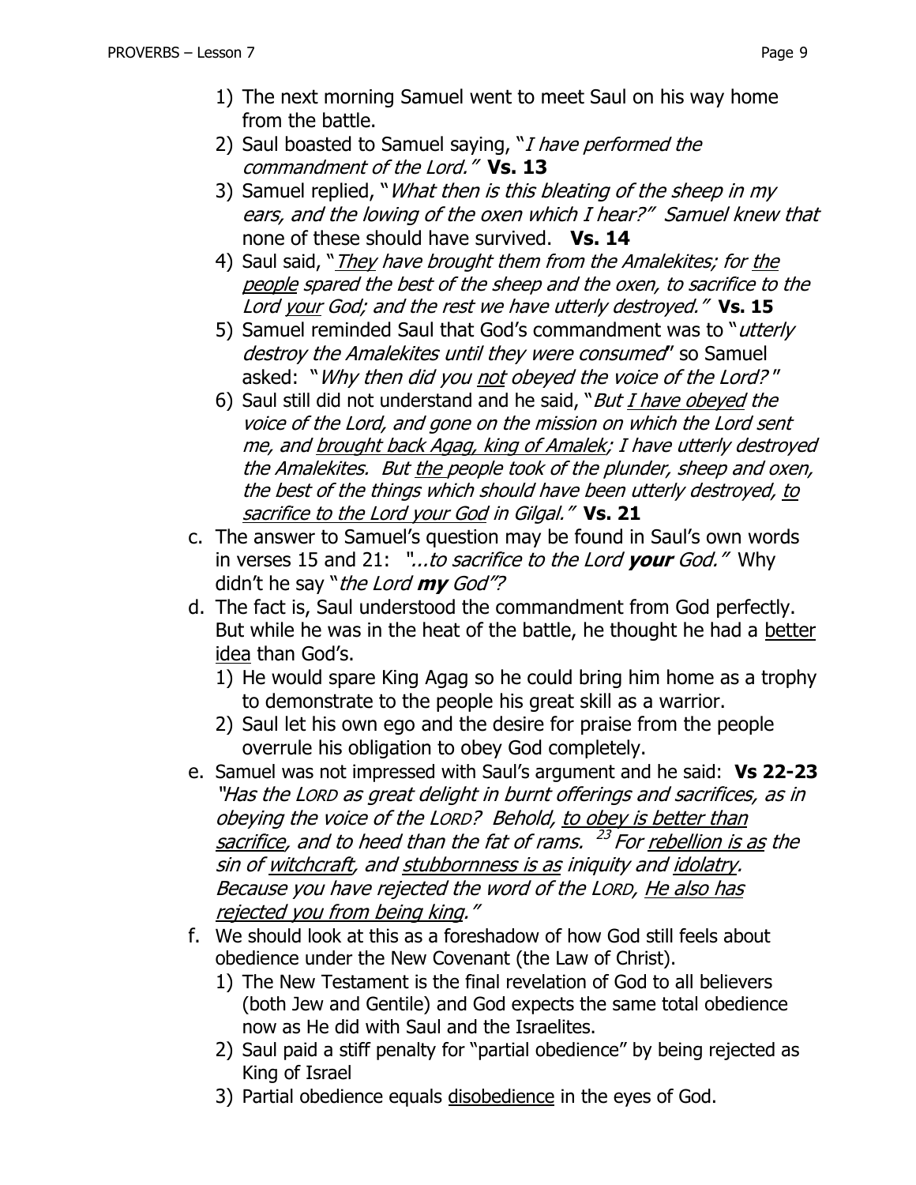1) The next morning Samuel went to meet Saul on his way home from the battle.
2) Saul boasted to Samuel saying, "*I have performed the commandment of the Lord.*" **Vs. 13**
3) Samuel replied, "*What then is this bleating of the sheep in my ears, and the lowing of the oxen which I hear?*" Samuel knew that none of these should have survived. **Vs. 14**
4) Saul said, "*They have brought them from the Amalekites; for the people spared the best of the sheep and the oxen, to sacrifice to the Lord your God; and the rest we have utterly destroyed.*" **Vs. 15**
5) Samuel reminded Saul that God's commandment was to "*utterly destroy the Amalekites until they were consumed*" so Samuel asked: "*Why then did you not obeyed the voice of the Lord?*"
6) Saul still did not understand and he said, "*But I have obeyed the voice of the Lord, and gone on the mission on which the Lord sent me, and brought back Agag, king of Amalek; I have utterly destroyed the Amalekites. But the people took of the plunder, sheep and oxen, the best of the things which should have been utterly destroyed, to sacrifice to the Lord your God in Gilgal.*" **Vs. 21**

c. The answer to Samuel's question may be found in Saul's own words in verses 15 and 21: "*...to sacrifice to the Lord* ***your*** *God.*" Why didn't he say "*the Lord* ***my*** *God*"?

d. The fact is, Saul understood the commandment from God perfectly. But while he was in the heat of the battle, he thought he had a better idea than God's.
   1) He would spare King Agag so he could bring him home as a trophy to demonstrate to the people his great skill as a warrior.
   2) Saul let his own ego and the desire for praise from the people overrule his obligation to obey God completely.

e. Samuel was not impressed with Saul's argument and he said: **Vs 22-23** "*Has the LORD as great delight in burnt offerings and sacrifices, as in obeying the voice of the LORD? Behold, to obey is better than sacrifice, and to heed than the fat of rams. [23] For rebellion is as the sin of witchcraft, and stubbornness is as iniquity and idolatry. Because you have rejected the word of the LORD, He also has rejected you from being king.*"

f. We should look at this as a foreshadow of how God still feels about obedience under the New Covenant (the Law of Christ).
   1) The New Testament is the final revelation of God to all believers (both Jew and Gentile) and God expects the same total obedience now as He did with Saul and the Israelites.
   2) Saul paid a stiff penalty for "partial obedience" by being rejected as King of Israel
   3) Partial obedience equals disobedience in the eyes of God.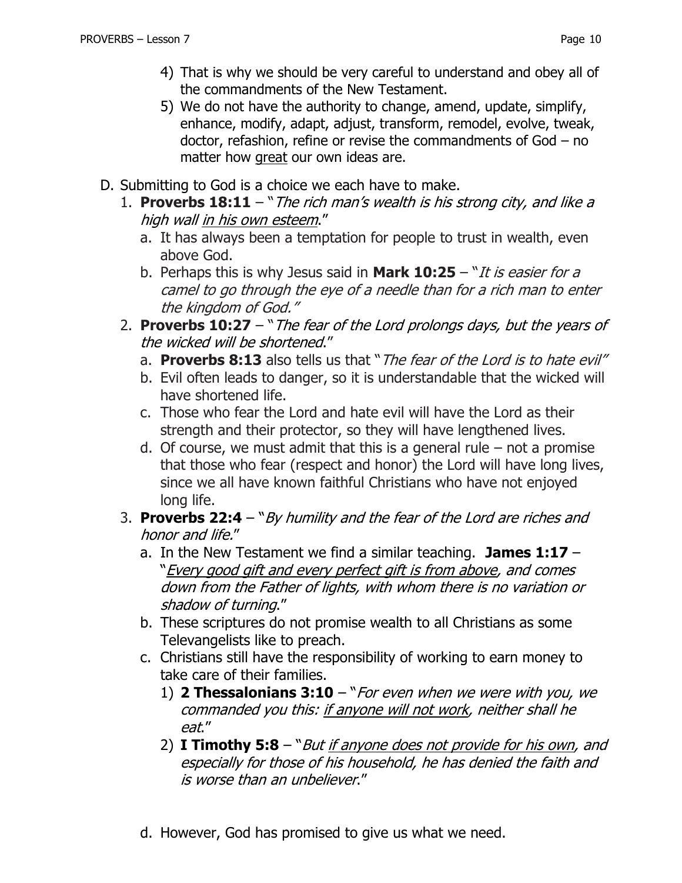4) That is why we should be very careful to understand and obey all of the commandments of the New Testament.
5) We do not have the authority to change, amend, update, simplify, enhance, modify, adapt, adjust, transform, remodel, evolve, tweak, doctor, refashion, refine or revise the commandments of God – no matter how <u>great</u> our own ideas are.

D. Submitting to God is a choice we each have to make.

1. **Proverbs 18:11** – "*The rich man's wealth is his strong city, and like a high wall <u>in his own esteem</u>.*"
   a. It has always been a temptation for people to trust in wealth, even above God.
   b. Perhaps this is why Jesus said in **Mark 10:25** – "*It is easier for a camel to go through the eye of a needle than for a rich man to enter the kingdom of God.*"
2. **Proverbs 10:27** – "*The fear of the Lord prolongs days, but the years of the wicked will be shortened.*"
   a. **Proverbs 8:13** also tells us that "*The fear of the Lord is to hate evil*"
   b. Evil often leads to danger, so it is understandable that the wicked will have shortened life.
   c. Those who fear the Lord and hate evil will have the Lord as their strength and their protector, so they will have lengthened lives.
   d. Of course, we must admit that this is a general rule – not a promise that those who fear (respect and honor) the Lord will have long lives, since we all have known faithful Christians who have not enjoyed long life.
3. **Proverbs 22:4** – "*By humility and the fear of the Lord are riches and honor and life.*"
   a. In the New Testament we find a similar teaching. **James 1:17** – "*<u>Every good gift and every perfect gift is from above</u>, and comes down from the Father of lights, with whom there is no variation or shadow of turning.*"
   b. These scriptures do not promise wealth to all Christians as some Televangelists like to preach.
   c. Christians still have the responsibility of working to earn money to take care of their families.
      1) **2 Thessalonians 3:10** – "*For even when we were with you, we commanded you this: <u>if anyone will not work</u>, neither shall he eat.*"
      2) **I Timothy 5:8** – "*But <u>if anyone does not provide for his own</u>, and especially for those of his household, he has denied the faith and is worse than an unbeliever.*"

   d. However, God has promised to give us what we need.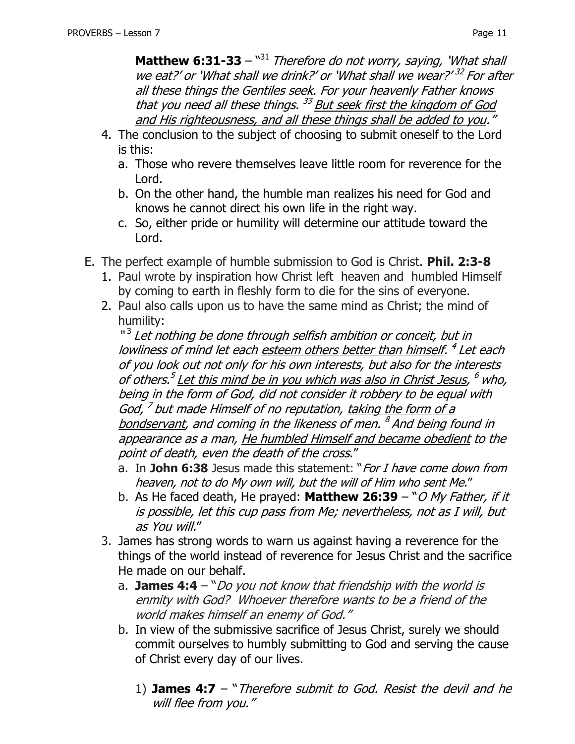**Matthew 6:31-33** – "[31] *Therefore do not worry, saying, 'What shall we eat?' or 'What shall we drink?' or 'What shall we wear?' [32] For after all these things the Gentiles seek. For your heavenly Father knows that you need all these things. [33] <u>But seek first the kingdom of God and His righteousness, and all these things shall be added to you</u>."*

4. The conclusion to the subject of choosing to submit oneself to the Lord is this:
   a. Those who revere themselves leave little room for reverence for the Lord.
   b. On the other hand, the humble man realizes his need for God and knows he cannot direct his own life in the right way.
   c. So, either pride or humility will determine our attitude toward the Lord.

E. The perfect example of humble submission to God is Christ. **Phil. 2:3-8**
   1. Paul wrote by inspiration how Christ left heaven and humbled Himself by coming to earth in fleshly form to die for the sins of everyone.
   2. Paul also calls upon us to have the same mind as Christ; the mind of humility:
      "[3] *Let nothing be done through selfish ambition or conceit, but in lowliness of mind let each <u>esteem others better than himself</u>. [4] Let each of you look out not only for his own interests, but also for the interests of others.[5] <u>Let this mind be in you which was also in Christ Jesus</u>, [6] who, being in the form of God, did not consider it robbery to be equal with God, [7] but made Himself of no reputation, <u>taking the form of a bondservant</u>, and coming in the likeness of men. [8] And being found in appearance as a man, <u>He humbled Himself and became obedient</u> to the point of death, even the death of the cross*."
      a. In **John 6:38** Jesus made this statement: "*For I have come down from heaven, not to do My own will, but the will of Him who sent Me*."
      b. As He faced death, He prayed: **Matthew 26:39** – "*O My Father, if it is possible, let this cup pass from Me; nevertheless, not as I will, but as You will*."
   3. James has strong words to warn us against having a reverence for the things of the world instead of reverence for Jesus Christ and the sacrifice He made on our behalf.
      a. **James 4:4** – "*Do you not know that friendship with the world is enmity with God? Whoever therefore wants to be a friend of the world makes himself an enemy of God.*"
      b. In view of the submissive sacrifice of Jesus Christ, surely we should commit ourselves to humbly submitting to God and serving the cause of Christ every day of our lives.
         1) **James 4:7** – "*Therefore submit to God. Resist the devil and he will flee from you.*"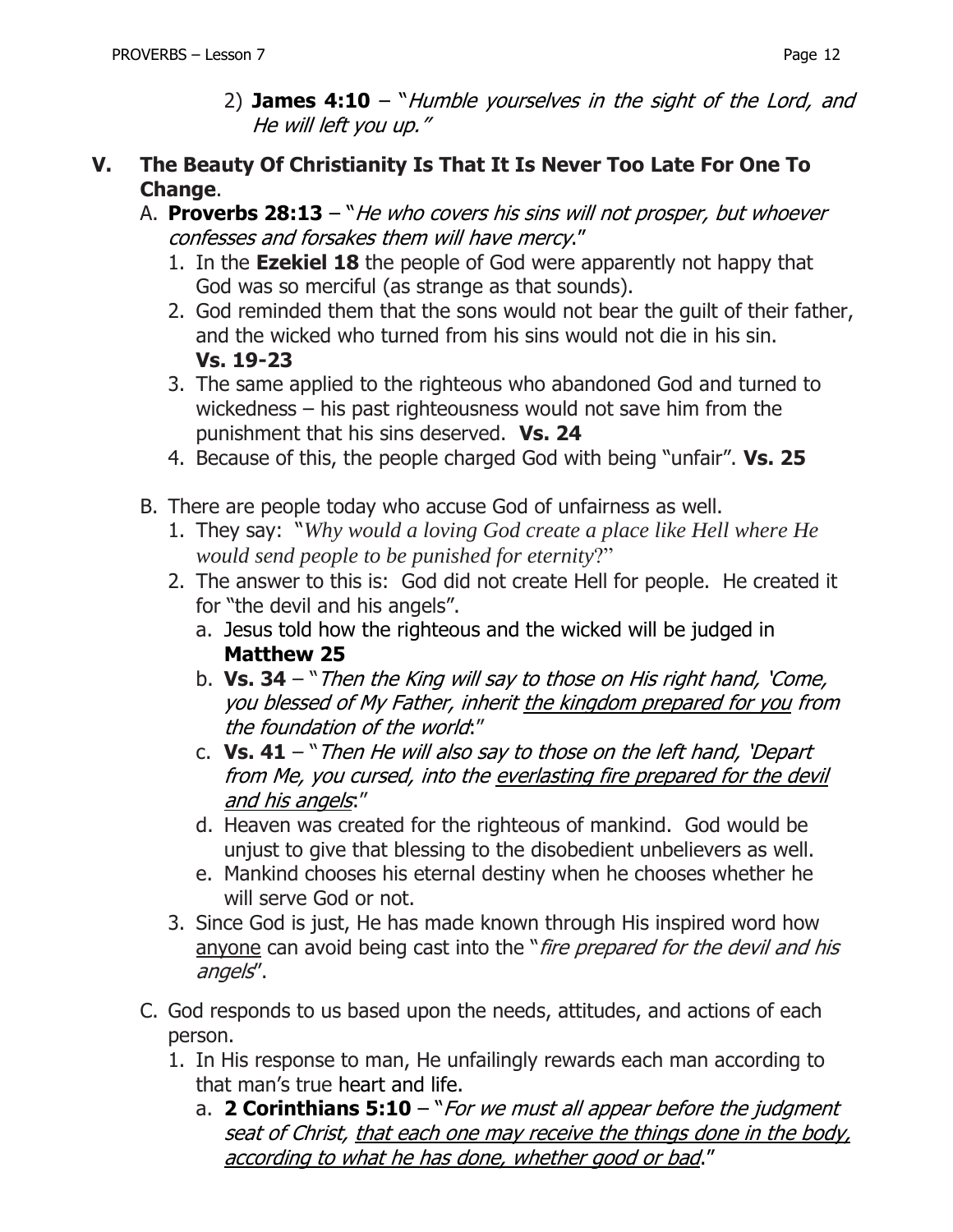2) **James 4:10** – "*Humble yourselves in the sight of the Lord, and He will left you up.*"

## V. The Beauty Of Christianity Is That It Is Never Too Late For One To Change.

A. **Proverbs 28:13** – "*He who covers his sins will not prosper, but whoever confesses and forsakes them will have mercy*."

1. In the **Ezekiel 18** the people of God were apparently not happy that God was so merciful (as strange as that sounds).
2. God reminded them that the sons would not bear the guilt of their father, and the wicked who turned from his sins would not die in his sin. **Vs. 19-23**
3. The same applied to the righteous who abandoned God and turned to wickedness – his past righteousness would not save him from the punishment that his sins deserved. **Vs. 24**
4. Because of this, the people charged God with being "unfair". **Vs. 25**

B. There are people today who accuse God of unfairness as well.

1. They say: "*Why would a loving God create a place like Hell where He would send people to be punished for eternity*?"
2. The answer to this is: God did not create Hell for people. He created it for "the devil and his angels".
   a. Jesus told how the righteous and the wicked will be judged in **Matthew 25**
   b. **Vs. 34** – "*Then the King will say to those on His right hand, 'Come, you blessed of My Father, inherit <u>the kingdom prepared for you</u> from the foundation of the world*:"
   c. **Vs. 41** – "*Then He will also say to those on the left hand, 'Depart from Me, you cursed, into the <u>everlasting fire prepared for the devil and his angels</u>*:"
   d. Heaven was created for the righteous of mankind. God would be unjust to give that blessing to the disobedient unbelievers as well.
   e. Mankind chooses his eternal destiny when he chooses whether he will serve God or not.
3. Since God is just, He has made known through His inspired word how <u>anyone</u> can avoid being cast into the "*fire prepared for the devil and his angels*".

C. God responds to us based upon the needs, attitudes, and actions of each person.

1. In His response to man, He unfailingly rewards each man according to that man's true heart and life.
   a. **2 Corinthians 5:10** – "*For we must all appear before the judgment seat of Christ, <u>that each one may receive the things done in the body, according to what he has done, whether good or bad</u>*."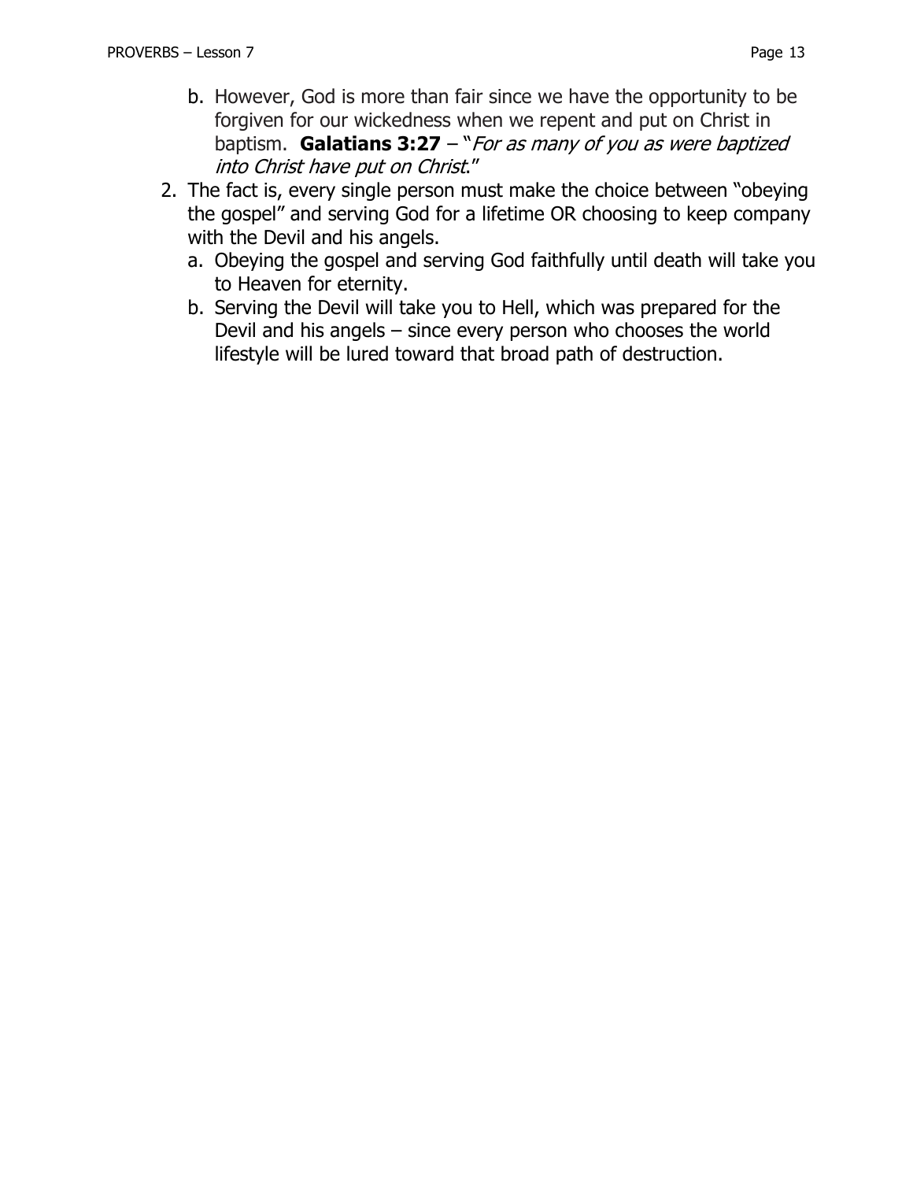b. However, God is more than fair since we have the opportunity to be forgiven for our wickedness when we repent and put on Christ in baptism. **Galatians 3:27** – "*For as many of you as were baptized into Christ have put on Christ*."

2. The fact is, every single person must make the choice between "obeying the gospel" and serving God for a lifetime OR choosing to keep company with the Devil and his angels.
   a. Obeying the gospel and serving God faithfully until death will take you to Heaven for eternity.
   b. Serving the Devil will take you to Hell, which was prepared for the Devil and his angels – since every person who chooses the world lifestyle will be lured toward that broad path of destruction.